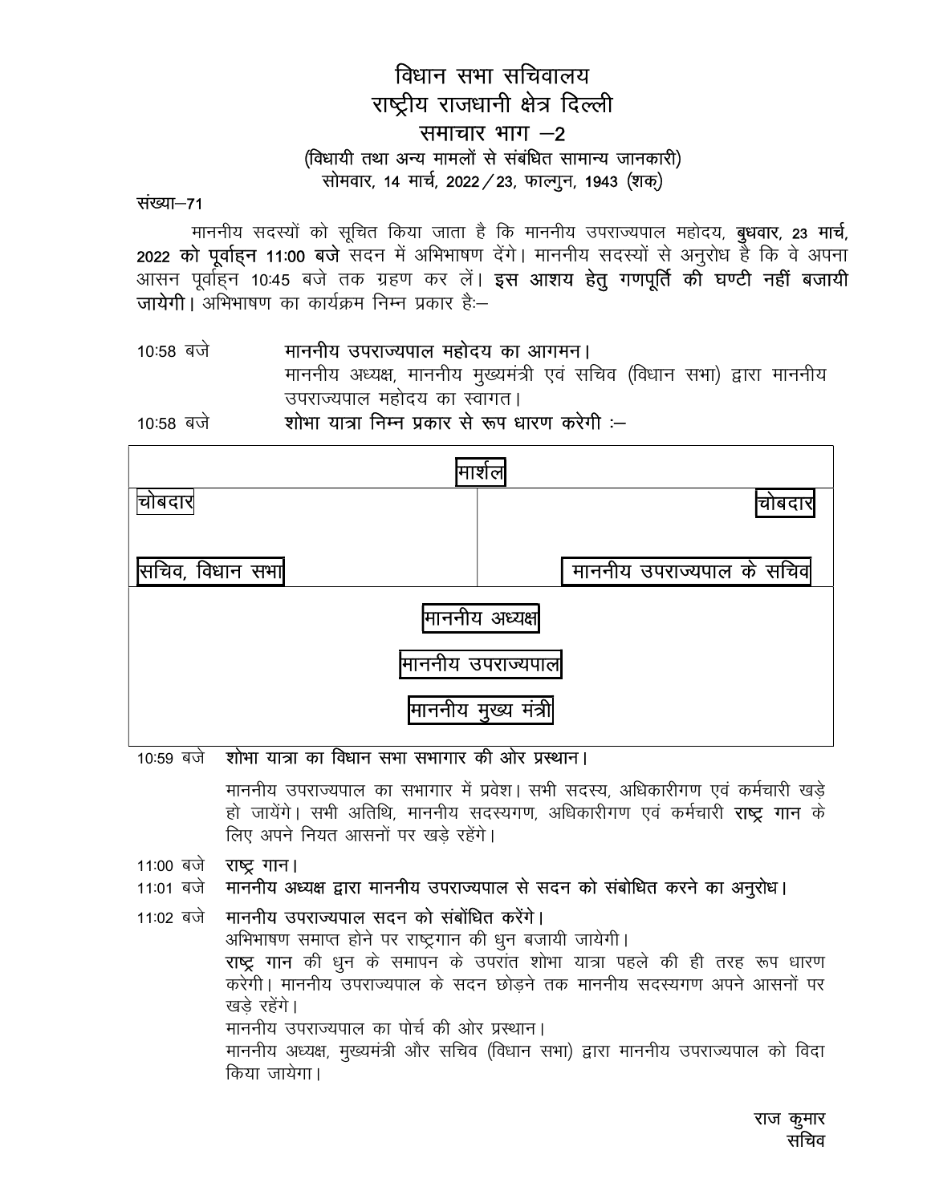# विधान सभा सचिवालय
# राष्ट्रीय राजधानी क्षेत्र दिल्ली
## समाचार भाग –2

(विधायी तथा अन्य मामलों से संबंधित सामान्य जानकारी)

सोमवार, 14 मार्च, 2022 / 23, फाल्गुन, 1943 (शक्)

संख्या–71

माननीय सदस्यों को सूचित किया जाता है कि माननीय उपराज्यपाल महोदय, **बुधवार, 23 मार्च, 2022 को पूर्वाह्न 11:00 बजे** सदन में अभिभाषण देंगे। माननीय सदस्यों से अनुरोध है कि वे अपना आसन पूर्वाह्न 10:45 बजे तक ग्रहण कर लें। **इस आशय हेतु गणपूर्ति की घण्टी नहीं बजायी जायेगी।** अभिभाषण का कार्यक्रम निम्न प्रकार हैः–

10:58 बजे **माननीय उपराज्यपाल महोदय का आगमन।**
माननीय अध्यक्ष, माननीय मुख्यमंत्री एवं सचिव (विधान सभा) द्वारा माननीय उपराज्यपाल महोदय का स्वागत।

10:58 बजे **शोभा यात्रा निम्न प्रकार से रूप धारण करेगी :–**

| | |
|---|---|
| मार्शल | |
| चोबदार | चोबदार |
| सचिव, विधान सभा | माननीय उपराज्यपाल के सचिव |
| माननीय अध्यक्ष | |
| माननीय उपराज्यपाल | |
| माननीय मुख्य मंत्री | |

10:59 बजे **शोभा यात्रा का विधान सभा सभागार की ओर प्रस्थान।**

माननीय उपराज्यपाल का सभागार में प्रवेश। सभी सदस्य, अधिकारीगण एवं कर्मचारी खड़े हो जायेंगे। सभी अतिथि, माननीय सदस्यगण, अधिकारीगण एवं कर्मचारी **राष्ट्र गान** के लिए अपने नियत आसनों पर खड़े रहेंगे।

11:00 बजे **राष्ट्र गान।**

11:01 बजे **माननीय अध्यक्ष द्वारा माननीय उपराज्यपाल से सदन को संबोधित करने का अनुरोध।**

11:02 बजे **माननीय उपराज्यपाल सदन को संबोधित करेंगे।**
अभिभाषण समाप्त होने पर राष्ट्रगान की धुन बजायी जायेगी।
**राष्ट्र गान** की धुन के समापन के उपरांत शोभा यात्रा पहले की ही तरह रूप धारण करेगी। माननीय उपराज्यपाल के सदन छोड़ने तक माननीय सदस्यगण अपने आसनों पर खड़े रहेंगे।
माननीय उपराज्यपाल का पोर्च की ओर प्रस्थान।
माननीय अध्यक्ष, मुख्यमंत्री और सचिव (विधान सभा) द्वारा माननीय उपराज्यपाल को विदा किया जायेगा।

राज कुमार
सचिव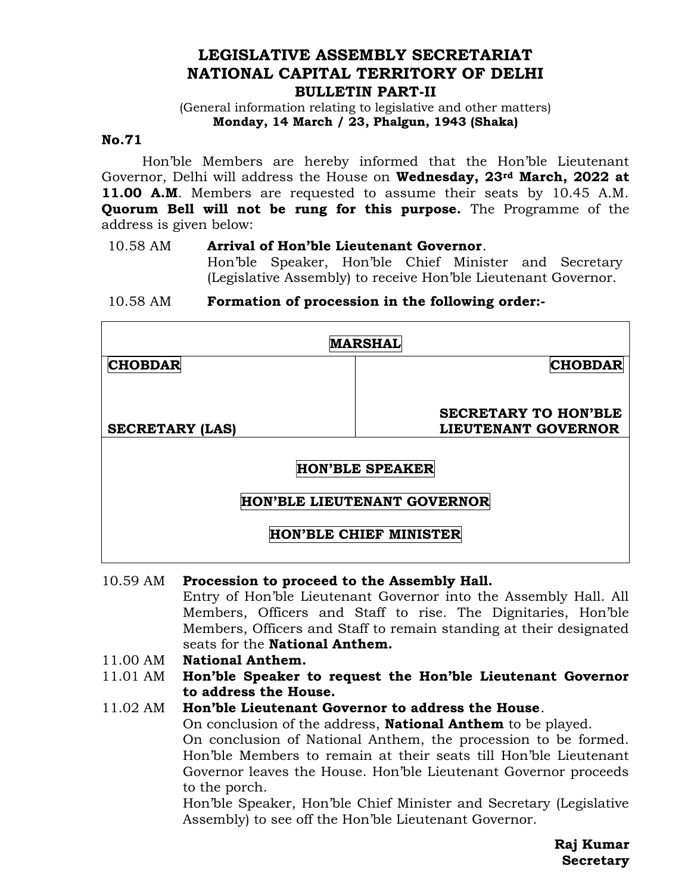# LEGISLATIVE ASSEMBLY SECRETARIAT
# NATIONAL CAPITAL TERRITORY OF DELHI
## BULLETIN PART-II

(General information relating to legislative and other matters)

**Monday, 14 March / 23, Phalgun, 1943 (Shaka)**

**No.71**

Hon'ble Members are hereby informed that the Hon'ble Lieutenant Governor, Delhi will address the House on **Wednesday, 23rd March, 2022 at 11.00 A.M**. Members are requested to assume their seats by 10.45 A.M. **Quorum Bell will not be rung for this purpose.** The Programme of the address is given below:

10.58 AM **Arrival of Hon'ble Lieutenant Governor**.
Hon'ble Speaker, Hon'ble Chief Minister and Secretary (Legislative Assembly) to receive Hon'ble Lieutenant Governor.

10.58 AM **Formation of procession in the following order:-**

| | |
|---|---|
| **MARSHAL** | |
| **CHOBDAR** | **CHOBDAR** |
| **SECRETARY (LAS)** | **SECRETARY TO HON'BLE LIEUTENANT GOVERNOR** |
| **HON'BLE SPEAKER** | |
| **HON'BLE LIEUTENANT GOVERNOR** | |
| **HON'BLE CHIEF MINISTER** | |

10.59 AM **Procession to proceed to the Assembly Hall.**
Entry of Hon'ble Lieutenant Governor into the Assembly Hall. All Members, Officers and Staff to rise. The Dignitaries, Hon'ble Members, Officers and Staff to remain standing at their designated seats for the **National Anthem.**

11.00 AM **National Anthem.**

11.01 AM **Hon'ble Speaker to request the Hon'ble Lieutenant Governor to address the House.**

11.02 AM **Hon'ble Lieutenant Governor to address the House**.
On conclusion of the address, **National Anthem** to be played.
On conclusion of National Anthem, the procession to be formed. Hon'ble Members to remain at their seats till Hon'ble Lieutenant Governor leaves the House. Hon'ble Lieutenant Governor proceeds to the porch.
Hon'ble Speaker, Hon'ble Chief Minister and Secretary (Legislative Assembly) to see off the Hon'ble Lieutenant Governor.

**Raj Kumar**
**Secretary**